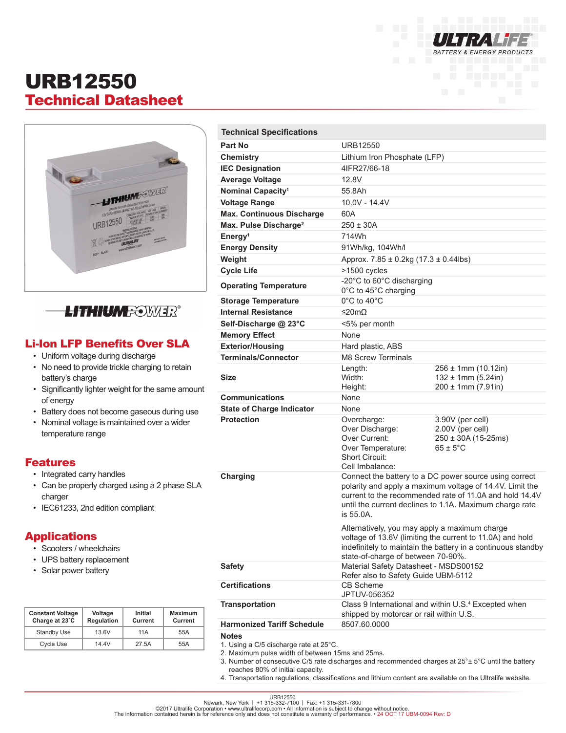# URB12550

## Technical Datasheet

## Li-Ion LFP Benefits Over SLA

- Uniform voltage during discharge
- No need to provide trickle charging to retain battery's charge
- Significantly lighter weight for the same amount of energy
- Battery does not become gaseous during use
- Nominal voltage is maintained over a wider temperature range

## Features

- Integrated carry handles
- Can be properly charged using a 2 phase SLA charger
- IEC61233, 2nd edition compliant

## Applications

- Scooters / wheelchairs
- UPS battery replacement
- Solar power battery

| Constant Voltage Charge at 23˚C | Voltage Regulation | Initial Current | Maximum Current |
|---|---|---|---|
| Standby Use | 13.6V | 11A | 55A |
| Cycle Use | 14.4V | 27.5A | 55A |

## Technical Specifications

| Technical Specifications | | |
|---|---|---|
| **Part No** | URB12550 | |
| **Chemistry** | Lithium Iron Phosphate (LFP) | |
| **IEC Designation** | 4IFR27/66-18 | |
| **Average Voltage** | 12.8V | |
| **Nominal Capacity[1]** | 55.8Ah | |
| **Voltage Range** | 10.0V - 14.4V | |
| **Max. Continuous Discharge** | 60A | |
| **Max. Pulse Discharge[2]** | 250 ± 30A | |
| **Energy[1]** | 714Wh | |
| **Energy Density** | 91Wh/kg, 104Wh/l | |
| **Weight** | Approx. 7.85 ± 0.2kg (17.3 ± 0.44lbs) | |
| **Cycle Life** | >1500 cycles | |
| **Operating Temperature** | -20°C to 60°C discharging<br>0°C to 45°C charging | |
| **Storage Temperature** | 0°C to 40°C | |
| **Internal Resistance** | ≤20mΩ | |
| **Self-Discharge @ 23°C** | <5% per month | |
| **Memory Effect** | None | |
| **Exterior/Housing** | Hard plastic, ABS | |
| **Terminals/Connector** | M8 Screw Terminals | |
| **Size** | Length:<br>Width:<br>Height: | 256 ± 1mm (10.12in)<br>132 ± 1mm (5.24in)<br>200 ± 1mm (7.91in) |
| **Communications** | None | |
| **State of Charge Indicator** | None | |
| **Protection** | Overcharge:<br>Over Discharge:<br>Over Current:<br>Over Temperature:<br>Short Circuit:<br>Cell Imbalance: | 3.90V (per cell)<br>2.00V (per cell)<br>250 ± 30A (15-25ms)<br>65 ± 5°C |
| **Charging** | Connect the battery to a DC power source using correct polarity and apply a maximum voltage of 14.4V. Limit the current to the recommended rate of 11.0A and hold 14.4V until the current declines to 1.1A. Maximum charge rate is 55.0A.<br><br>Alternatively, you may apply a maximum charge voltage of 13.6V (limiting the current to 11.0A) and hold indefinitely to maintain the battery in a continuous standby state-of-charge of between 70-90%. | |
| **Safety** | Material Safety Datasheet - MSDS00152<br>Refer also to Safety Guide UBM-5112 | |
| **Certifications** | CB Scheme<br>JPTUV-056352 | |
| **Transportation** | Class 9 International and within U.S.[4] Excepted when shipped by motorcar or rail within U.S. | |
| **Harmonized Tariff Schedule** | 8507.60.0000 | |

**Notes**

1. Using a C/5 discharge rate at 25°C.
2. Maximum pulse width of between 15ms and 25ms.
3. Number of consecutive C/5 rate discharges and recommended charges at 25°± 5°C until the battery reaches 80% of initial capacity.
4. Transportation regulations, classifications and lithium content are available on the Ultralife website.

URB12550
Newark, New York | +1 315-332-7100 | Fax: +1 315-331-7800
©2017 Ultralife Corporation • www.ultralifecorp.com • All information is subject to change without notice.
The information contained herein is for reference only and does not constitute a warranty of performance. • 24 OCT 17 UBM-0094 Rev: D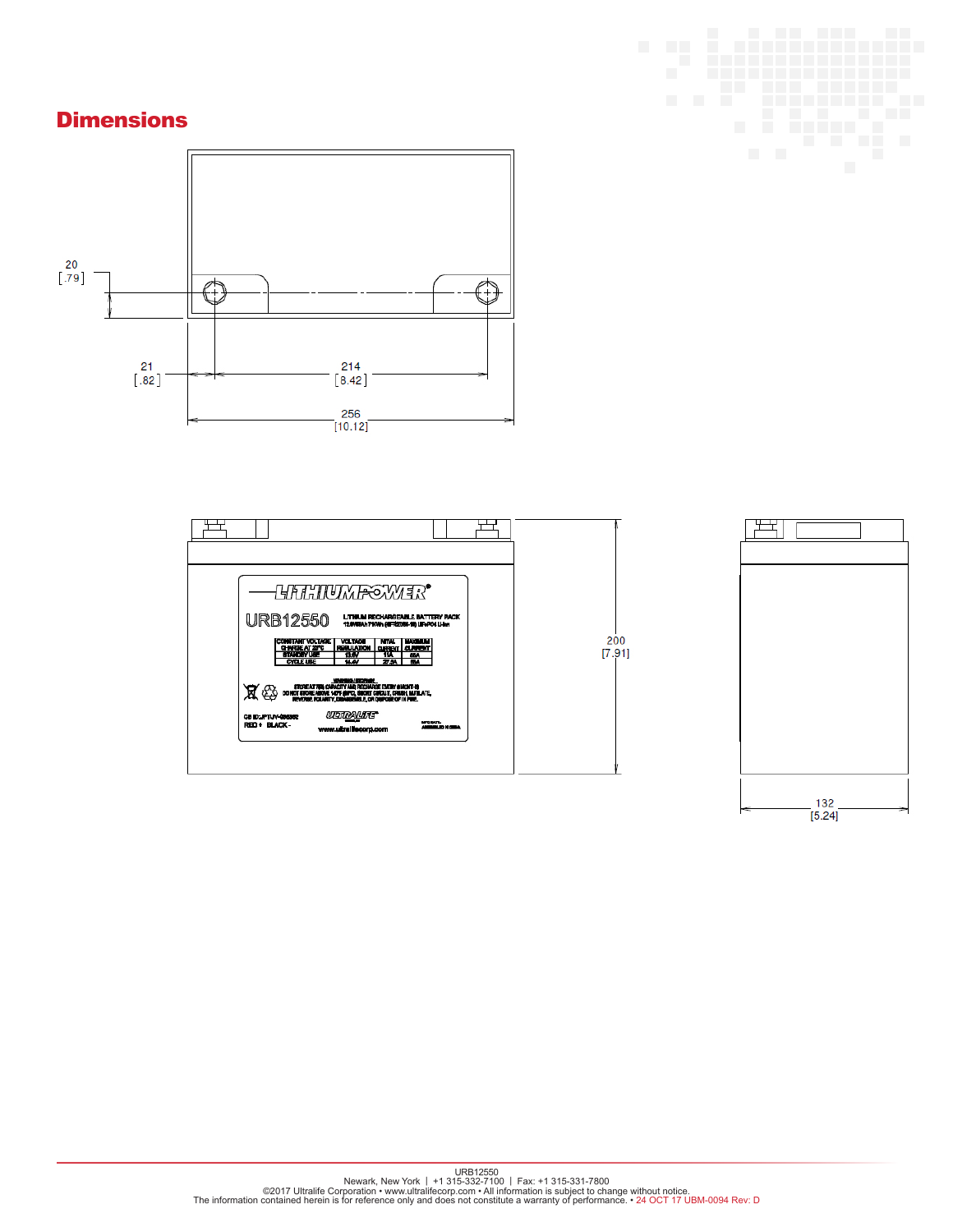## Dimensions

20
[.79]

21
[.82]

214
[8.42]

256
[10.12]

200
[7.91]

132
[5.24]

URB12550
Newark, New York | +1 315-332-7100 | Fax: +1 315-331-7800
©2017 Ultralife Corporation • www.ultralifecorp.com • All information is subject to change without notice.
The information contained herein is for reference only and does not constitute a warranty of performance. • 24 OCT 17 UBM-0094 Rev: D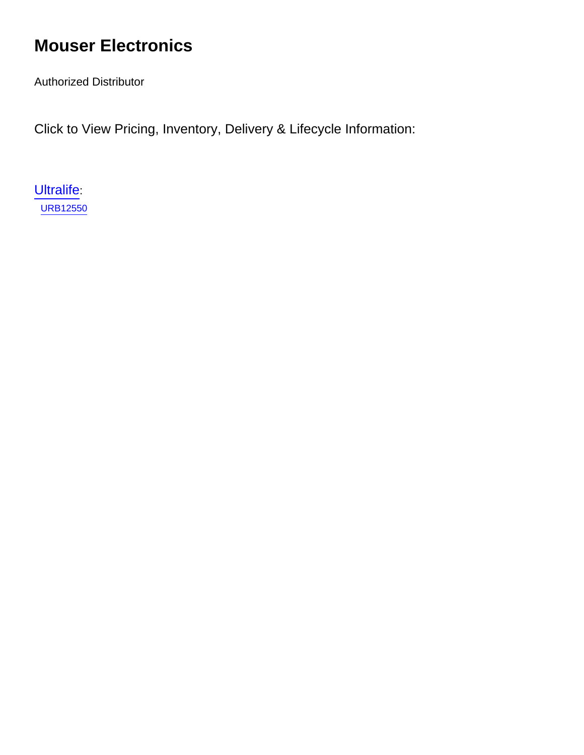# Mouser Electronics

Authorized Distributor

Click to View Pricing, Inventory, Delivery & Lifecycle Information:

Ultralife:

URB12550